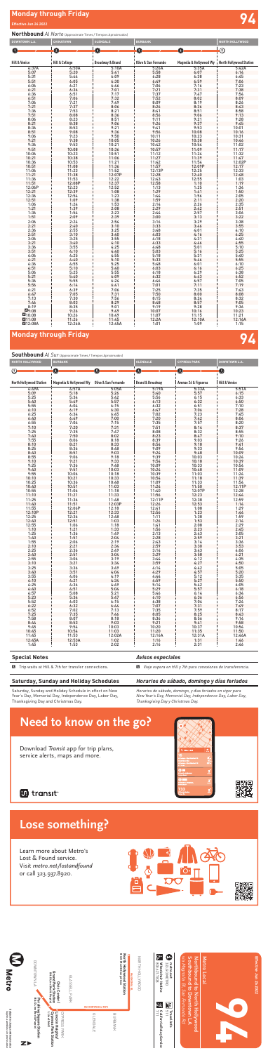# Monday through Friday

**Effective Jun 26 2022**

**94**

## Northbound Al Norte (Approximate Times / Tiempos Aproximados)

| DOWNTOWN L.A. | CHINATOWN | GLENDALE | BURBANK | | NORTH HOLLYWOOD |
|---|---|---|---|---|---|
| 1 | 2 | 3 | 4 | 5 | 6 |
| Hill & Venice | Hill & College | Broadway & Brand | Olive & San Fernando | Magnolia & Hollywood Wy | North Hollywood Station |
| 4:37A | 4:50A | 5:10A | 5:26A | 5:35A | 5:42A |
| 5:07 | 5:20 | 5:41 | 5:58 | 6:07 | 6:14 |
| 5:31 | 5:44 | 6:09 | 6:28 | 6:38 | 6:45 |
| 5:51 | 6:05 | 6:30 | 6:49 | 6:59 | 7:06 |
| 6:06 | 6:21 | 6:46 | 7:06 | 7:16 | 7:23 |
| 6:21 | 6:36 | 7:01 | 7:21 | 7:31 | 7:38 |
| 6:36 | 6:51 | 7:17 | 7:37 | 7:47 | 7:54 |
| 6:51 | 7:06 | 7:32 | 7:52 | 8:02 | 8:09 |
| 7:06 | 7:21 | 7:49 | 8:09 | 8:19 | 8:26 |
| 7:21 | 7:37 | 8:06 | 8:26 | 8:36 | 8:43 |
| 7:36 | 7:53 | 8:21 | 8:41 | 8:51 | 8:58 |
| 7:51 | 8:08 | 8:36 | 8:56 | 9:06 | 9:13 |
| 8:06 | 8:23 | 8:51 | 9:11 | 9:21 | 9:28 |
| 8:21 | 8:38 | 9:06 | 9:26 | 9:37 | 9:45 |
| 8:36 | 8:53 | 9:21 | 9:41 | 9:53 | 10:01 |
| 8:51 | 9:08 | 9:36 | 9:56 | 10:08 | 10:16 |
| 9:06 | 9:23 | 9:50 | 10:11 | 10:23 | 10:31 |
| 9:21 | 9:38 | 10:05 | 10:26 | 10:38 | 10:46 |
| 9:36 | 9:53 | 10:21 | 10:42 | 10:54 | 11:02 |
| 9:51 | 10:08 | 10:36 | 10:57 | 11:09 | 11:17 |
| 10:06 | 10:23 | 10:51 | 11:12 | 11:24 | 11:32 |
| 10:21 | 10:38 | 11:06 | 11:27 | 11:39 | 11:47 |
| 10:36 | 10:53 | 11:21 | 11:42 | 11:54 | 12:02P |
| 10:51 | 11:08 | 11:36 | 11:57 | 12:09P | 12:17 |
| 11:06 | 11:23 | 11:52 | 12:13P | 12:25 | 12:33 |
| 11:21 | 11:38 | 12:07P | 12:28 | 12:40 | 12:48 |
| 11:36 | 11:53 | 12:22 | 12:43 | 12:55 | 1:03 |
| 11:51 | 12:08P | 12:37 | 12:58 | 1:10 | 1:19 |
| 12:06P | 12:23 | 12:52 | 1:13 | 1:25 | 1:34 |
| 12:21 | 12:39 | 1:08 | 1:29 | 1:41 | 1:50 |
| 12:36 | 12:54 | 1:23 | 1:44 | 1:56 | 2:05 |
| 12:51 | 1:09 | 1:38 | 1:59 | 2:11 | 2:20 |
| 1:06 | 1:24 | 1:53 | 2:14 | 2:26 | 2:35 |
| 1:21 | 1:39 | 2:08 | 2:29 | 2:42 | 2:51 |
| 1:36 | 1:54 | 2:23 | 2:44 | 2:57 | 3:06 |
| 1:51 | 2:09 | 2:39 | 3:00 | 3:13 | 3:22 |
| 2:06 | 2:24 | 2:54 | 3:16 | 3:29 | 3:38 |
| 2:21 | 2:40 | 3:10 | 3:33 | 3:46 | 3:55 |
| 2:36 | 2:55 | 3:25 | 3:48 | 4:01 | 4:10 |
| 2:51 | 3:10 | 3:40 | 4:03 | 4:16 | 4:25 |
| 3:06 | 3:25 | 3:55 | 4:18 | 4:31 | 4:40 |
| 3:21 | 3:40 | 4:10 | 4:33 | 4:46 | 4:55 |
| 3:36 | 3:55 | 4:25 | 4:48 | 5:01 | 5:10 |
| 3:51 | 4:10 | 4:40 | 5:03 | 5:16 | 5:25 |
| 4:06 | 4:25 | 4:55 | 5:18 | 5:31 | 5:40 |
| 4:21 | 4:40 | 5:10 | 5:33 | 5:46 | 5:55 |
| 4:36 | 4:55 | 5:25 | 5:48 | 6:01 | 6:10 |
| 4:51 | 5:10 | 5:40 | 6:03 | 6:16 | 6:25 |
| 5:06 | 5:25 | 5:55 | 6:18 | 6:29 | 6:38 |
| 5:21 | 5:40 | 6:09 | 6:32 | 6:43 | 6:52 |
| 5:36 | 5:55 | 6:24 | 6:46 | 6:57 | 7:05 |
| 5:56 | 6:14 | 6:41 | 7:03 | 7:12 | 7:19 |
| 6:21 | 6:39 | 7:04 | 7:25 | 7:35 | 7:43 |
| 6:47 | 7:05 | 7:31 | 7:50 | 8:00 | 8:08 |
| 7:13 | 7:30 | 7:54 | 8:15 | 8:24 | 8:32 |
| 7:46 | 8:03 | 8:29 | 8:48 | 8:57 | 9:05 |
| 8:19 | 8:35 | 9:01 | 9:19 | 9:28 | 9:36 |
| A 9:08 | 9:26 | 9:49 | 10:07 | 10:16 | 10:23 |
| A 10:08 | 10:26 | 10:47 | 11:07 | 11:15 | 11:21 |
| A 11:08 | 11:26 | 11:45 | 12:24 | 12:10A | 12:16A |
| A 12:08A | 12:26A | 12:45A | 1:01 | 1:09 | 1:15 |

# Monday through Friday

**94**

## Southbound Al Sur (Approximate Times / Tiempos Aproximados)

| NORTH HOLLYWOOD | BURBANK | | GLENDALE | CYPRESS PARK | DOWNTOWN L.A. |
|---|---|---|---|---|---|
| 6 | 5 | 4 | 3 | 7 | 1 |
| North Hollywood Station | Magnolia & Hollywood Wy | Olive & San Fernando | Brand & Broadway | Avenue 26 & Figueroa | Hill & Venice |
| 4:49A | 4:57A | 5:05A | 5:19A | 5:33A | 5:51A |
| 5:09 | 5:18 | 5:26 | 5:40 | 5:57 | 6:15 |
| 5:25 | 5:34 | 5:42 | 5:56 | 6:15 | 6:33 |
| 5:40 | 5:49 | 5:57 | 6:13 | 6:32 | 6:50 |
| 5:55 | 6:04 | 6:15 | 6:32 | 6:51 | 7:10 |
| 6:10 | 6:19 | 6:30 | 6:47 | 7:06 | 7:28 |
| 6:25 | 6:34 | 6:45 | 7:02 | 7:23 | 7:45 |
| 6:40 | 6:49 | 7:00 | 7:20 | 7:42 | 8:04 |
| 6:55 | 7:04 | 7:15 | 7:35 | 7:57 | 8:20 |
| 7:10 | 7:20 | 7:31 | 7:51 | 8:14 | 8:37 |
| 7:25 | 7:35 | 7:47 | 8:08 | 8:32 | 8:55 |
| 7:40 | 7:50 | 8:02 | 8:23 | 8:47 | 9:10 |
| 7:55 | 8:06 | 8:18 | 8:39 | 9:03 | 9:26 |
| 8:10 | 8:21 | 8:33 | 8:54 | 9:18 | 9:41 |
| 8:25 | 8:36 | 8:48 | 9:09 | 9:33 | 9:56 |
| 8:40 | 8:51 | 9:03 | 9:24 | 9:48 | 10:09 |
| 8:55 | 9:06 | 9:18 | 9:39 | 10:03 | 10:24 |
| 9:10 | 9:21 | 9:33 | 9:54 | 10:18 | 10:39 |
| 9:25 | 9:36 | 9:48 | 10:09 | 10:33 | 10:54 |
| 9:40 | 9:51 | 10:03 | 10:24 | 10:48 | 11:09 |
| 9:55 | 10:06 | 10:18 | 10:39 | 11:03 | 11:24 |
| 10:10 | 10:21 | 10:33 | 10:54 | 11:18 | 11:39 |
| 10:25 | 10:36 | 10:48 | 11:09 | 11:33 | 11:54 |
| 10:40 | 10:51 | 11:03 | 11:24 | 11:50 | 12:11P |
| 10:55 | 11:06 | 11:18 | 11:40 | 12:05P | 12:26 |
| 11:10 | 11:21 | 11:33 | 11:56 | 12:23 | 12:44 |
| 11:25 | 11:36 | 11:48 | 12:11P | 12:38 | 12:59 |
| 11:40 | 11:51 | 12:03P | 12:26 | 12:53 | 1:14 |
| 11:55 | 12:06P | 12:18 | 12:41 | 1:08 | 1:29 |
| 12:10P | 12:21 | 12:33 | 12:56 | 1:23 | 1:44 |
| 12:25 | 12:36 | 12:48 | 1:11 | 1:38 | 1:59 |
| 12:40 | 12:51 | 1:03 | 1:26 | 1:53 | 2:14 |
| 12:55 | 1:06 | 1:18 | 1:41 | 2:08 | 2:29 |
| 1:10 | 1:21 | 1:33 | 1:56 | 2:23 | 2:45 |
| 1:25 | 1:36 | 1:49 | 2:13 | 2:43 | 3:05 |
| 1:40 | 1:51 | 2:04 | 2:28 | 2:59 | 3:21 |
| 1:55 | 2:06 | 2:19 | 2:43 | 3:14 | 3:36 |
| 2:10 | 2:21 | 2:34 | 2:59 | 3:30 | 3:53 |
| 2:25 | 2:36 | 2:49 | 3:14 | 3:43 | 4:06 |
| 2:40 | 2:51 | 3:04 | 3:29 | 3:58 | 4:21 |
| 2:55 | 3:06 | 3:19 | 3:44 | 4:12 | 4:35 |
| 3:10 | 3:21 | 3:34 | 3:59 | 4:27 | 4:50 |
| 3:25 | 3:36 | 3:49 | 4:14 | 4:42 | 5:05 |
| 3:40 | 3:51 | 4:04 | 4:29 | 4:57 | 5:20 |
| 3:55 | 4:06 | 4:19 | 4:44 | 5:12 | 5:35 |
| 4:10 | 4:21 | 4:34 | 4:59 | 5:27 | 5:50 |
| 4:25 | 4:36 | 4:49 | 5:14 | 5:42 | 6:05 |
| 4:40 | 4:51 | 5:04 | 5:29 | 5:57 | 6:18 |
| 4:57 | 5:08 | 5:21 | 5:46 | 6:14 | 6:34 |
| 5:23 | 5:34 | 5:47 | 6:10 | 6:36 | 6:56 |
| 5:52 | 6:03 | 6:15 | 6:38 | 7:04 | 7:24 |
| 6:22 | 6:32 | 6:44 | 7:07 | 7:31 | 7:49 |
| 6:52 | 7:02 | 7:13 | 7:35 | 7:59 | 8:17 |
| 7:25 | 7:35 | 7:46 | 8:05 | 8:25 | 8:43 |
| 7:58 | 8:07 | 8:18 | 8:36 | 8:56 | 9:14 |
| 8:44 | 8:53 | 9:03 | 9:21 | 9:41 | 9:58 |
| 9:45 | 9:54 | 10:03 | 10:20 | 10:37 | 10:54 |
| 10:45 | 10:54 | 11:03 | 11:20 | 11:35 | 11:50 |
| 11:45 | 11:53 | 12:02A | 12:16A | 12:31A | 12:46A |
| 12:45A | 12:53A | 1:02 | 1:16 | 1:31 | 1:46 |
| 1:45 | 1:53 | 2:02 | 2:16 | 2:31 | 2:46 |

## Special Notes

A Trip waits at Hill & 7th for transfer connections.

## Avisos especiales

A *Viaje espera en Hill y 7th para conexiones de transferencia.*

## Saturday, Sunday and Holiday Schedules

Saturday, Sunday and Holiday Schedule in effect on New Year's Day, Memorial Day, Independence Day, Labor Day, Thanksgiving Day and Christmas Day.

## Horarios de sábado, domingo y días feriados

*Horarios de sábado, domingo y días feriados en vigor para New Year's Day, Memorial Day, Independence Day, Labor Day, Thanksgiving Day y Christmas Day.*

# Need to know on the go?

Download *Transit* app for trip plans, service alerts, maps and more.

transit

# Lose something?

Learn more about Metro's Lost & Found service. Visit *metro.net/lostandfound* or call 323.937.8920.

Metro Local

**94**

Northbound to North Hollywood
Southbound to Downtown LA
via Magnolia & San Fernando Rd

Effective Jun 26 2022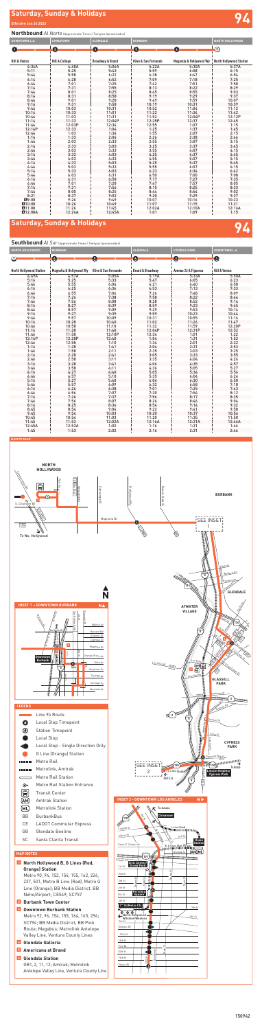# Saturday, Sunday & Holidays

**94**

Effective Jun 26 2022

## Northbound *Al Norte* (Approximate Times / Tiempos Aproximados)

| DOWNTOWN L.A. | CHINATOWN | GLENDALE | BURBANK | | NORTH HOLLYWOOD |
|---|---|---|---|---|---|
| 1 | 2 | 3 | 4 | 5 | 6 |
| Hill & Venice | Hill & College | Broadway & Brand | Olive & San Fernando | Magnolia & Hollywood Wy | North Hollywood Station |
| 4:38A | 4:48A | 5:06A | 5:22A | 5:30A | 5:37A |
| 5:11 | 5:25 | 5:43 | 5:59 | 6:08 | 6:15 |
| 5:44 | 5:58 | 6:22 | 6:38 | 6:47 | 6:54 |
| 6:14 | 6:28 | 6:52 | 7:09 | 7:18 | 7:25 |
| 6:44 | 7:01 | 7:25 | 7:42 | 7:51 | 7:58 |
| 7:14 | 7:31 | 7:55 | 8:13 | 8:22 | 8:29 |
| 7:44 | 8:01 | 8:25 | 8:45 | 8:55 | 9:03 |
| 8:14 | 8:31 | 8:58 | 9:19 | 9:29 | 9:37 |
| 8:44 | 9:01 | 9:28 | 9:49 | 9:59 | 10:07 |
| 9:14 | 9:31 | 9:58 | 10:19 | 10:31 | 10:39 |
| 9:44 | 10:03 | 10:31 | 10:52 | 11:04 | 11:12 |
| 10:14 | 10:33 | 11:01 | 11:22 | 11:34 | 11:42 |
| 10:44 | 11:03 | 11:31 | 11:52 | 12:04P | 12:12P |
| 11:14 | 11:33 | 12:04P | 12:25P | 12:37 | 12:45 |
| 11:44 | 12:03P | 12:34 | 12:55 | 1:07 | 1:15 |
| 12:14P | 12:33 | 1:04 | 1:25 | 1:37 | 1:45 |
| 12:44 | 1:03 | 1:34 | 1:55 | 2:07 | 2:15 |
| 1:14 | 1:33 | 2:04 | 2:26 | 2:38 | 2:46 |
| 1:44 | 2:03 | 2:33 | 2:55 | 3:07 | 3:15 |
| 2:14 | 2:33 | 3:03 | 3:25 | 3:37 | 3:45 |
| 2:44 | 3:03 | 3:33 | 3:55 | 4:07 | 4:15 |
| 3:14 | 3:33 | 4:03 | 4:25 | 4:37 | 4:45 |
| 3:44 | 4:03 | 4:33 | 4:55 | 5:07 | 5:15 |
| 4:14 | 4:33 | 5:03 | 5:25 | 5:37 | 5:45 |
| 4:44 | 5:03 | 5:33 | 5:55 | 6:07 | 6:15 |
| 5:14 | 5:33 | 6:03 | 6:23 | 6:34 | 6:42 |
| 5:44 | 6:03 | 6:31 | 6:50 | 7:00 | 7:08 |
| 6:14 | 6:31 | 6:58 | 7:17 | 7:27 | 7:35 |
| 6:44 | 7:01 | 7:28 | 7:47 | 7:57 | 8:05 |
| 7:14 | 7:31 | 7:56 | 8:15 | 8:25 | 8:33 |
| 7:44 | 8:00 | 8:25 | 8:44 | 8:54 | 9:02 |
| 8:21 | 8:37 | 9:02 | 9:20 | 9:29 | 9:37 |
| B 9:08 | 9:26 | 9:49 | 10:07 | 10:16 | 10:23 |
| B 10:08 | 10:26 | 10:49 | 11:07 | 11:15 | 11:21 |
| B 11:08 | 11:26 | 11:45 | 12:02A | 12:10A | 12:16A |
| B 12:08A | 12:26A | 12:45A | 1:01 | 1:09 | 1:15 |

# Saturday, Sunday & Holidays

**94**

## Southbound *Al Sur* (Approximate Times / Tiempos Aproximados)

| NORTH HOLLYWOOD | BURBANK | | GLENDALE | CYPRESS PARK | DOWNTOWN L.A. |
|---|---|---|---|---|---|
| 6 | 5 | 4 | 3 | 7 | 1 |
| North Hollywood Station | Magnolia & Hollywood Wy | Olive & San Fernando | Brand & Broadway | Avenue 26 & Figueroa | Hill & Venice |
| 4:47A | 4:57A | 5:05A | 5:19A | 5:33A | 5:50A |
| 5:16 | 5:25 | 5:33 | 5:47 | 6:05 | 6:23 |
| 5:46 | 5:55 | 6:04 | 6:21 | 6:40 | 6:58 |
| 6:16 | 6:25 | 6:34 | 6:53 | 7:13 | 7:33 |
| 6:46 | 6:55 | 7:06 | 7:26 | 7:48 | 8:09 |
| 7:16 | 7:26 | 7:38 | 7:58 | 8:22 | 8:44 |
| 7:46 | 7:56 | 8:08 | 8:28 | 8:52 | 9:14 |
| 8:16 | 8:27 | 8:39 | 8:59 | 9:23 | 9:45 |
| 8:46 | 8:57 | 9:09 | 9:29 | 9:53 | 10:14 |
| 9:16 | 9:27 | 9:39 | 9:59 | 10:23 | 10:44 |
| 9:46 | 9:57 | 10:09 | 10:31 | 10:55 | 11:16 |
| 10:16 | 10:28 | 10:40 | 11:02 | 11:26 | 11:47 |
| 10:46 | 10:58 | 11:10 | 11:32 | 11:59 | 12:20P |
| 11:16 | 11:28 | 11:40 | 12:04P | 12:31P | 12:52 |
| 11:46 | 11:58 | 12:10P | 12:34 | 1:01 | 1:22 |
| 12:16P | 12:28P | 12:40 | 1:04 | 1:31 | 1:52 |
| 12:46 | 12:58 | 1:10 | 1:34 | 2:01 | 2:22 |
| 1:16 | 1:28 | 1:41 | 2:04 | 2:31 | 2:52 |
| 1:46 | 1:58 | 2:11 | 2:35 | 3:03 | 3:25 |
| 2:16 | 2:28 | 2:41 | 3:05 | 3:33 | 3:55 |
| 2:46 | 2:58 | 3:11 | 3:35 | 4:04 | 4:26 |
| 3:16 | 3:28 | 3:41 | 4:06 | 4:35 | 4:57 |
| 3:46 | 3:58 | 4:11 | 4:36 | 5:05 | 5:27 |
| 4:16 | 4:27 | 4:40 | 5:05 | 5:34 | 5:56 |
| 4:46 | 4:57 | 5:10 | 5:35 | 6:04 | 6:26 |
| 5:16 | 5:27 | 5:40 | 6:04 | 6:30 | 6:50 |
| 5:46 | 5:57 | 6:09 | 6:32 | 6:58 | 7:18 |
| 6:16 | 6:26 | 6:38 | 7:01 | 7:25 | 7:43 |
| 6:46 | 6:56 | 7:07 | 7:30 | 7:54 | 8:12 |
| 7:16 | 7:26 | 7:37 | 7:56 | 8:17 | 8:35 |
| 7:46 | 7:56 | 8:07 | 8:26 | 8:46 | 9:04 |
| 8:16 | 8:25 | 8:36 | 8:54 | 9:14 | 9:32 |
| 8:45 | 8:54 | 9:04 | 9:22 | 9:41 | 9:58 |
| 9:45 | 9:54 | 10:03 | 10:20 | 10:37 | 10:54 |
| 10:45 | 10:54 | 11:03 | 11:20 | 11:35 | 11:50 |
| 11:45 | 11:53 | 12:02A | 12:16A | 12:31A | 12:46A |
| 12:45A | 12:53A | 1:02 | 1:16 | 1:31 | 1:46 |
| 1:45 | 1:53 | 2:02 | 2:16 | 2:31 | 2:46 |

## ROUTE MAP

NORTH HOLLYWOOD
BURBANK
GLENDALE
ATWATER VILLAGE
GLASSELL PARK
CYPRESS PARK
To No. Hollywood
SEE INSET 1
SEE INSET 2

INSET 1 – DOWNTOWN BURBANK

INSET 2 – DOWNTOWN LOS ANGELES

## LEGEND

- Line 94 Route
- Local Stop Timepoint
- Station Timepoint
- Local Stop
- Local Stop - Single Direction Only
- G Line (Orange) Station
- Metro Rail
- Metrolink, Amtrak
- Metro Rail Station
- Metro Rail Station Entrance
- Transit Center
- AM Amtrak Station
- ML Metrolink Station
- BB BurbankBus
- CE LADOT Commuter Express
- GB Glendale Beeline
- SC Santa Clarita Transit

## MAP NOTES

1. **North Hollywood B, G Lines (Red, Orange) Station**
   Metro 90, 94, 152, 154, 155, 162, 224, 237, 501, Metro B Line (Red), Metro G Line (Orange); BB Media District, BB Noho/Airport; CE549; SC757
2. **Downtown Burbank Transit Center**
3. **Downtown Burbank Station**
   Metro 92, 94, 154, 155, 164, 165, 294; SC794; BB Media District, BB Pink Route; Megabus; Metrolink Antelope Valley Line, Ventura County Lines
4. **Glendale Galleria**
5. **Americana at Brand**
6. **Glendale Station**
   GB1, 2, 11, 12; Amtrak; Metrolink Antelope Valley Line, Ventura County Line

150942